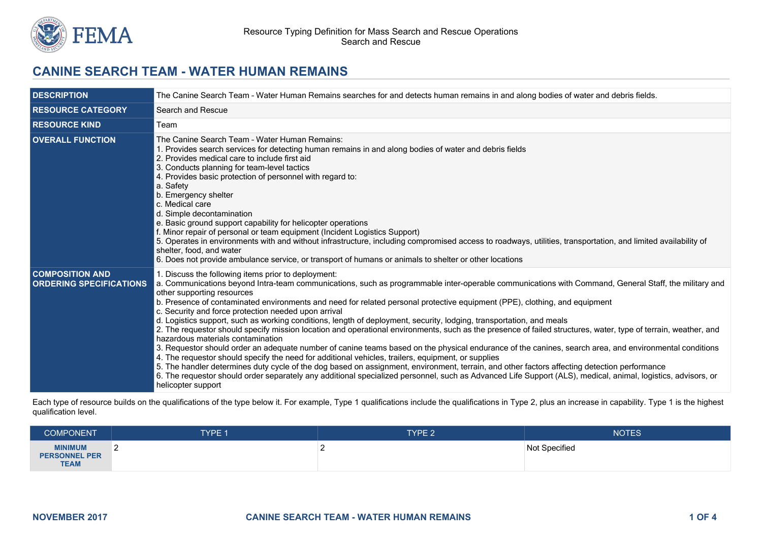# CANINE SEARCH TEAM - WATER HUMAN REMAINS

| | |
|---|---|
| **DESCRIPTION** | The Canine Search Team – Water Human Remains searches for and detects human remains in and along bodies of water and debris fields. |
| **RESOURCE CATEGORY** | Search and Rescue |
| **RESOURCE KIND** | Team |
| **OVERALL FUNCTION** | The Canine Search Team – Water Human Remains:<br>1. Provides search services for detecting human remains in and along bodies of water and debris fields<br>2. Provides medical care to include first aid<br>3. Conducts planning for team-level tactics<br>4. Provides basic protection of personnel with regard to:<br>a. Safety<br>b. Emergency shelter<br>c. Medical care<br>d. Simple decontamination<br>e. Basic ground support capability for helicopter operations<br>f. Minor repair of personal or team equipment (Incident Logistics Support)<br>5. Operates in environments with and without infrastructure, including compromised access to roadways, utilities, transportation, and limited availability of shelter, food, and water<br>6. Does not provide ambulance service, or transport of humans or animals to shelter or other locations |
| **COMPOSITION AND ORDERING SPECIFICATIONS** | 1. Discuss the following items prior to deployment:<br>a. Communications beyond Intra-team communications, such as programmable inter-operable communications with Command, General Staff, the military and other supporting resources<br>b. Presence of contaminated environments and need for related personal protective equipment (PPE), clothing, and equipment<br>c. Security and force protection needed upon arrival<br>d. Logistics support, such as working conditions, length of deployment, security, lodging, transportation, and meals<br>2. The requestor should specify mission location and operational environments, such as the presence of failed structures, water, type of terrain, weather, and hazardous materials contamination<br>3. Requestor should order an adequate number of canine teams based on the physical endurance of the canines, search area, and environmental conditions<br>4. The requestor should specify the need for additional vehicles, trailers, equipment, or supplies<br>5. The handler determines duty cycle of the dog based on assignment, environment, terrain, and other factors affecting detection performance<br>6. The requestor should order separately any additional specialized personnel, such as Advanced Life Support (ALS), medical, animal, logistics, advisors, or helicopter support |

Each type of resource builds on the qualifications of the type below it. For example, Type 1 qualifications include the qualifications in Type 2, plus an increase in capability. Type 1 is the highest qualification level.

| COMPONENT | TYPE 1 | TYPE 2 | NOTES |
|---|---|---|---|
| **MINIMUM PERSONNEL PER TEAM** | 2 | 2 | Not Specified |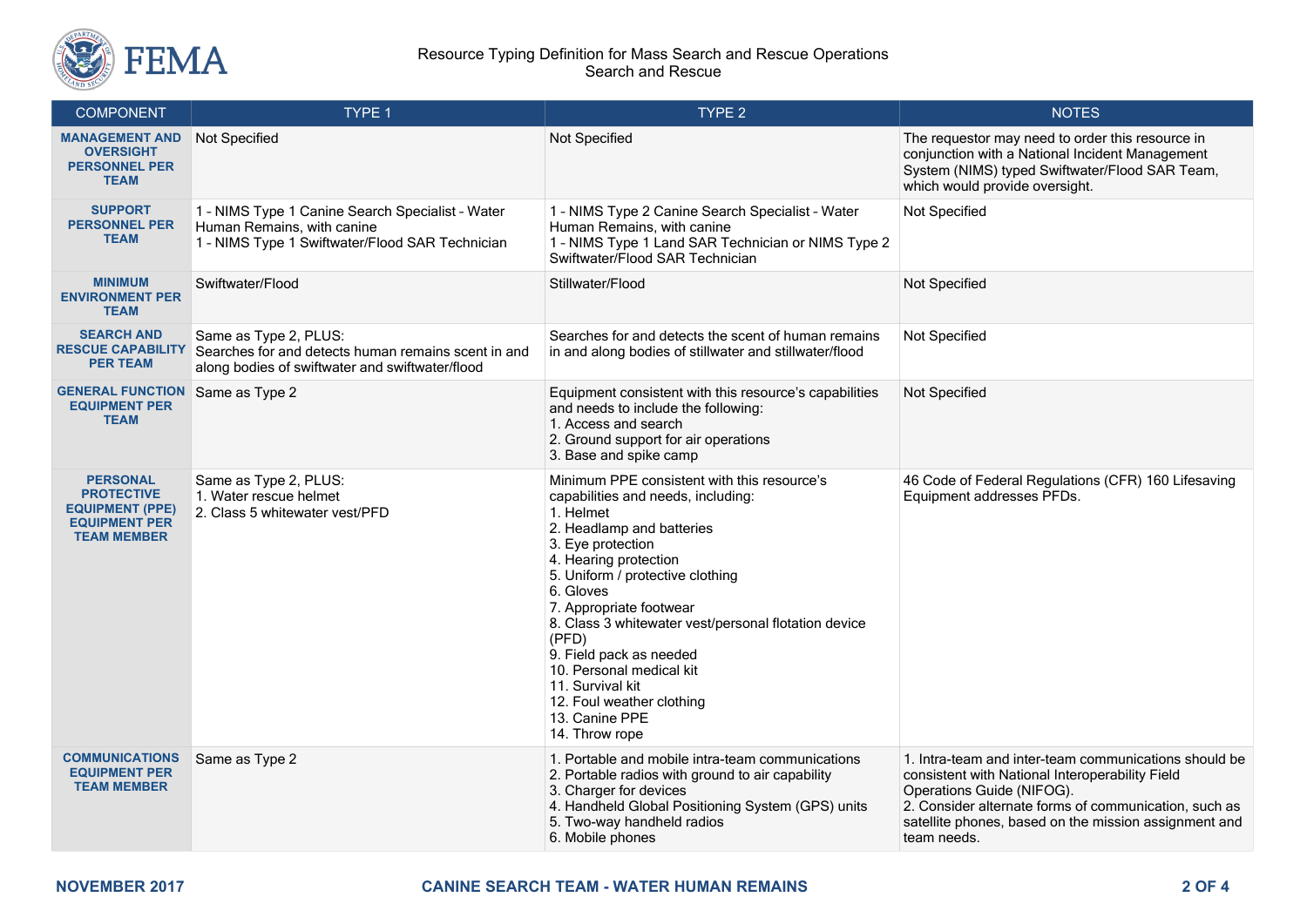| COMPONENT | TYPE 1 | TYPE 2 | NOTES |
|---|---|---|---|
| **MANAGEMENT AND OVERSIGHT PERSONNEL PER TEAM** | Not Specified | Not Specified | The requestor may need to order this resource in conjunction with a National Incident Management System (NIMS) typed Swiftwater/Flood SAR Team, which would provide oversight. |
| **SUPPORT PERSONNEL PER TEAM** | 1 - NIMS Type 1 Canine Search Specialist - Water Human Remains, with canine<br>1 - NIMS Type 1 Swiftwater/Flood SAR Technician | 1 - NIMS Type 2 Canine Search Specialist - Water Human Remains, with canine<br>1 - NIMS Type 1 Land SAR Technician or NIMS Type 2 Swiftwater/Flood SAR Technician | Not Specified |
| **MINIMUM ENVIRONMENT PER TEAM** | Swiftwater/Flood | Stillwater/Flood | Not Specified |
| **SEARCH AND RESCUE CAPABILITY PER TEAM** | Same as Type 2, PLUS:<br>Searches for and detects human remains scent in and along bodies of swiftwater and swiftwater/flood | Searches for and detects the scent of human remains in and along bodies of stillwater and stillwater/flood | Not Specified |
| **GENERAL FUNCTION EQUIPMENT PER TEAM** | Same as Type 2 | Equipment consistent with this resource's capabilities and needs to include the following:<br>1. Access and search<br>2. Ground support for air operations<br>3. Base and spike camp | Not Specified |
| **PERSONAL PROTECTIVE EQUIPMENT (PPE) EQUIPMENT PER TEAM MEMBER** | Same as Type 2, PLUS:<br>1. Water rescue helmet<br>2. Class 5 whitewater vest/PFD | Minimum PPE consistent with this resource's capabilities and needs, including:<br>1. Helmet<br>2. Headlamp and batteries<br>3. Eye protection<br>4. Hearing protection<br>5. Uniform / protective clothing<br>6. Gloves<br>7. Appropriate footwear<br>8. Class 3 whitewater vest/personal flotation device (PFD)<br>9. Field pack as needed<br>10. Personal medical kit<br>11. Survival kit<br>12. Foul weather clothing<br>13. Canine PPE<br>14. Throw rope | 46 Code of Federal Regulations (CFR) 160 Lifesaving Equipment addresses PFDs. |
| **COMMUNICATIONS EQUIPMENT PER TEAM MEMBER** | Same as Type 2 | 1. Portable and mobile intra-team communications<br>2. Portable radios with ground to air capability<br>3. Charger for devices<br>4. Handheld Global Positioning System (GPS) units<br>5. Two-way handheld radios<br>6. Mobile phones | 1. Intra-team and inter-team communications should be consistent with National Interoperability Field Operations Guide (NIFOG).<br>2. Consider alternate forms of communication, such as satellite phones, based on the mission assignment and team needs. |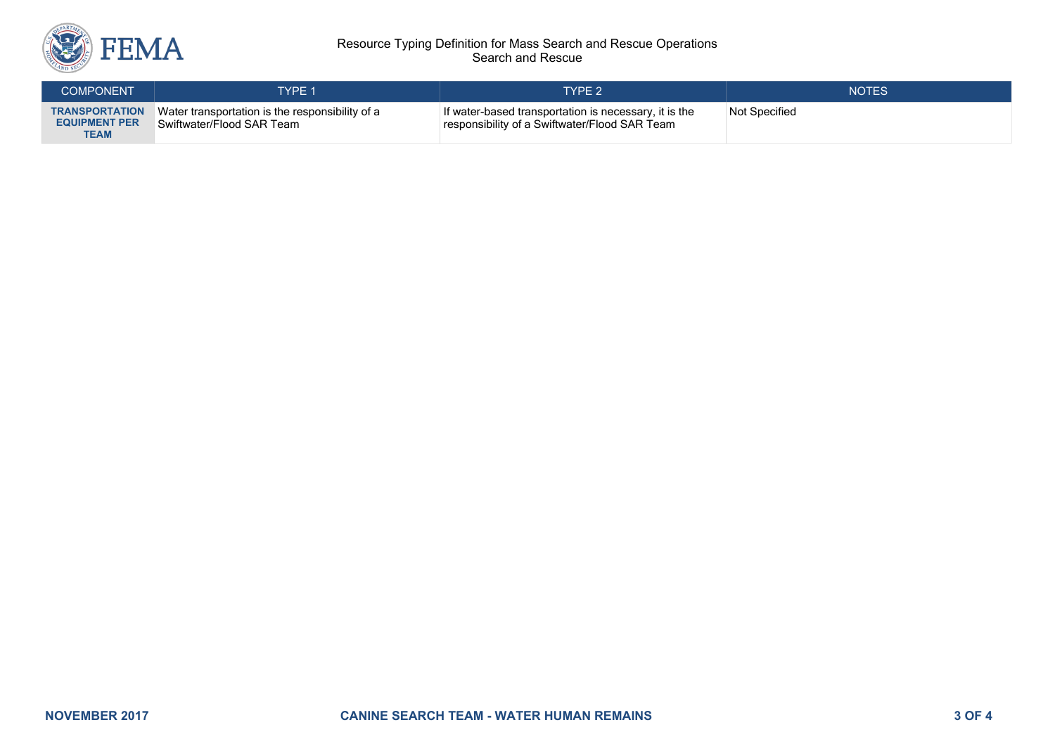| COMPONENT | TYPE 1 | TYPE 2 | NOTES |
| --- | --- | --- | --- |
| **TRANSPORTATION EQUIPMENT PER TEAM** | Water transportation is the responsibility of a Swiftwater/Flood SAR Team | If water-based transportation is necessary, it is the responsibility of a Swiftwater/Flood SAR Team | Not Specified |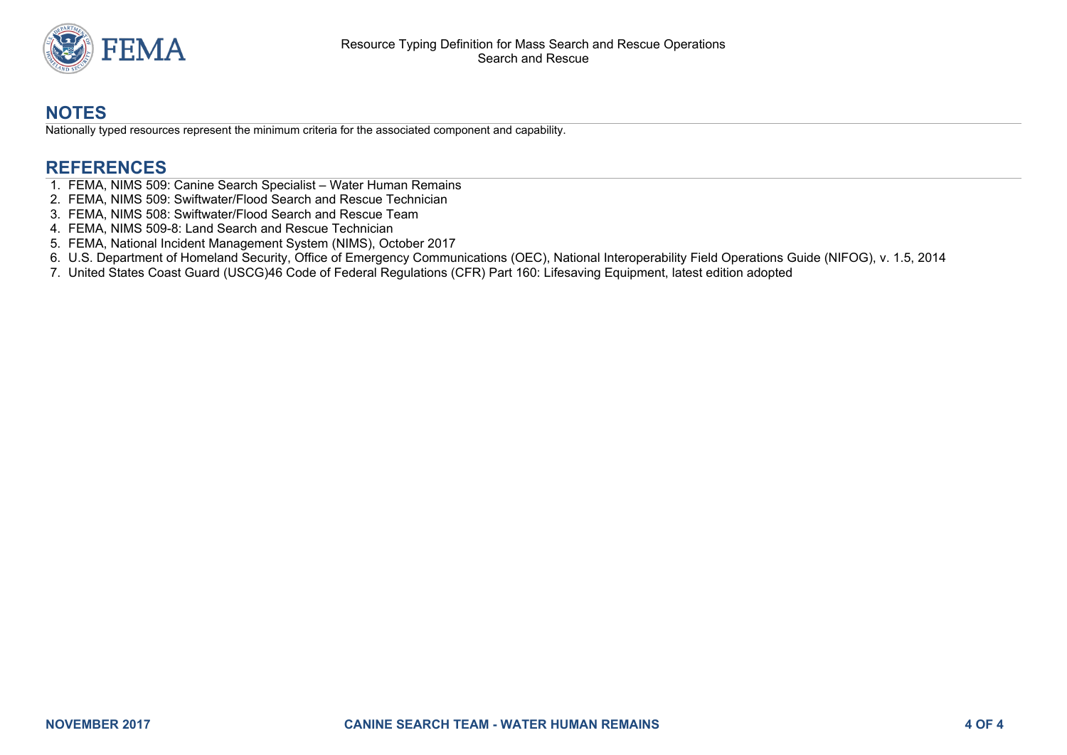## NOTES

Nationally typed resources represent the minimum criteria for the associated component and capability.

## REFERENCES

1. FEMA, NIMS 509: Canine Search Specialist – Water Human Remains
2. FEMA, NIMS 509: Swiftwater/Flood Search and Rescue Technician
3. FEMA, NIMS 508: Swiftwater/Flood Search and Rescue Team
4. FEMA, NIMS 509-8: Land Search and Rescue Technician
5. FEMA, National Incident Management System (NIMS), October 2017
6. U.S. Department of Homeland Security, Office of Emergency Communications (OEC), National Interoperability Field Operations Guide (NIFOG), v. 1.5, 2014
7. United States Coast Guard (USCG)46 Code of Federal Regulations (CFR) Part 160: Lifesaving Equipment, latest edition adopted